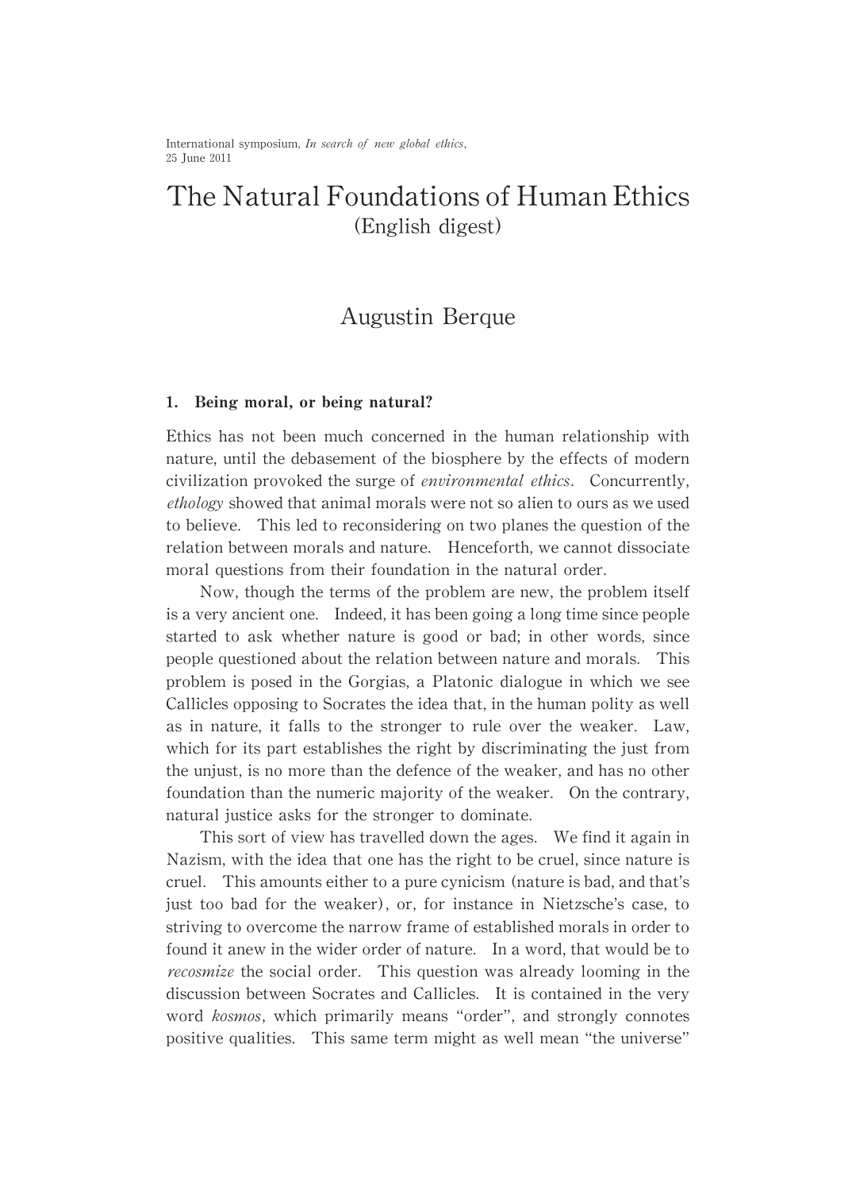International symposium, *In search of new global ethics*, 25 June 2011

# The Natural Foundations of Human Ethics

(English digest)

Augustin Berque

## 1. Being moral, or being natural?

Ethics has not been much concerned in the human relationship with nature, until the debasement of the biosphere by the effects of modern civilization provoked the surge of *environmental ethics*. Concurrently, *ethology* showed that animal morals were not so alien to ours as we used to believe. This led to reconsidering on two planes the question of the relation between morals and nature. Henceforth, we cannot dissociate moral questions from their foundation in the natural order.

Now, though the terms of the problem are new, the problem itself is a very ancient one. Indeed, it has been going a long time since people started to ask whether nature is good or bad; in other words, since people questioned about the relation between nature and morals. This problem is posed in the Gorgias, a Platonic dialogue in which we see Callicles opposing to Socrates the idea that, in the human polity as well as in nature, it falls to the stronger to rule over the weaker. Law, which for its part establishes the right by discriminating the just from the unjust, is no more than the defence of the weaker, and has no other foundation than the numeric majority of the weaker. On the contrary, natural justice asks for the stronger to dominate.

This sort of view has travelled down the ages. We find it again in Nazism, with the idea that one has the right to be cruel, since nature is cruel. This amounts either to a pure cynicism (nature is bad, and that's just too bad for the weaker), or, for instance in Nietzsche's case, to striving to overcome the narrow frame of established morals in order to found it anew in the wider order of nature. In a word, that would be to *recosmize* the social order. This question was already looming in the discussion between Socrates and Callicles. It is contained in the very word *kosmos*, which primarily means "order", and strongly connotes positive qualities. This same term might as well mean "the universe"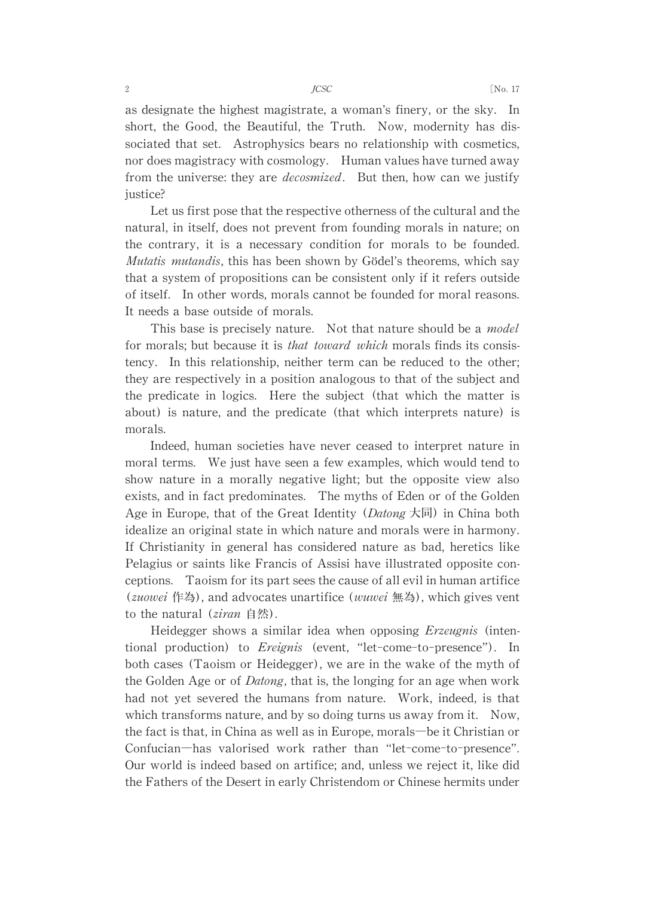as designate the highest magistrate, a woman's finery, or the sky. In short, the Good, the Beautiful, the Truth. Now, modernity has dissociated that set. Astrophysics bears no relationship with cosmetics, nor does magistracy with cosmology. Human values have turned away from the universe: they are *decosmized*. But then, how can we justify justice?

Let us first pose that the respective otherness of the cultural and the natural, in itself, does not prevent from founding morals in nature; on the contrary, it is a necessary condition for morals to be founded. *Mutatis mutandis*, this has been shown by Gödel's theorems, which say that a system of propositions can be consistent only if it refers outside of itself. In other words, morals cannot be founded for moral reasons. It needs a base outside of morals.

This base is precisely nature. Not that nature should be a *model* for morals; but because it is *that toward which* morals finds its consistency. In this relationship, neither term can be reduced to the other; they are respectively in a position analogous to that of the subject and the predicate in logics. Here the subject (that which the matter is about) is nature, and the predicate (that which interprets nature) is morals.

Indeed, human societies have never ceased to interpret nature in moral terms. We just have seen a few examples, which would tend to show nature in a morally negative light; but the opposite view also exists, and in fact predominates. The myths of Eden or of the Golden Age in Europe, that of the Great Identity (*Datong* 大同) in China both idealize an original state in which nature and morals were in harmony. If Christianity in general has considered nature as bad, heretics like Pelagius or saints like Francis of Assisi have illustrated opposite conceptions. Taoism for its part sees the cause of all evil in human artifice (*zuowei* 作為), and advocates unartifice (*wuwei* 無為), which gives vent to the natural (*ziran* 自然).

Heidegger shows a similar idea when opposing *Erzeugnis* (intentional production) to *Ereignis* (event, "let-come-to-presence"). In both cases (Taoism or Heidegger), we are in the wake of the myth of the Golden Age or of *Datong*, that is, the longing for an age when work had not yet severed the humans from nature. Work, indeed, is that which transforms nature, and by so doing turns us away from it. Now, the fact is that, in China as well as in Europe, morals—be it Christian or Confucian—has valorised work rather than "let-come-to-presence". Our world is indeed based on artifice; and, unless we reject it, like did the Fathers of the Desert in early Christendom or Chinese hermits under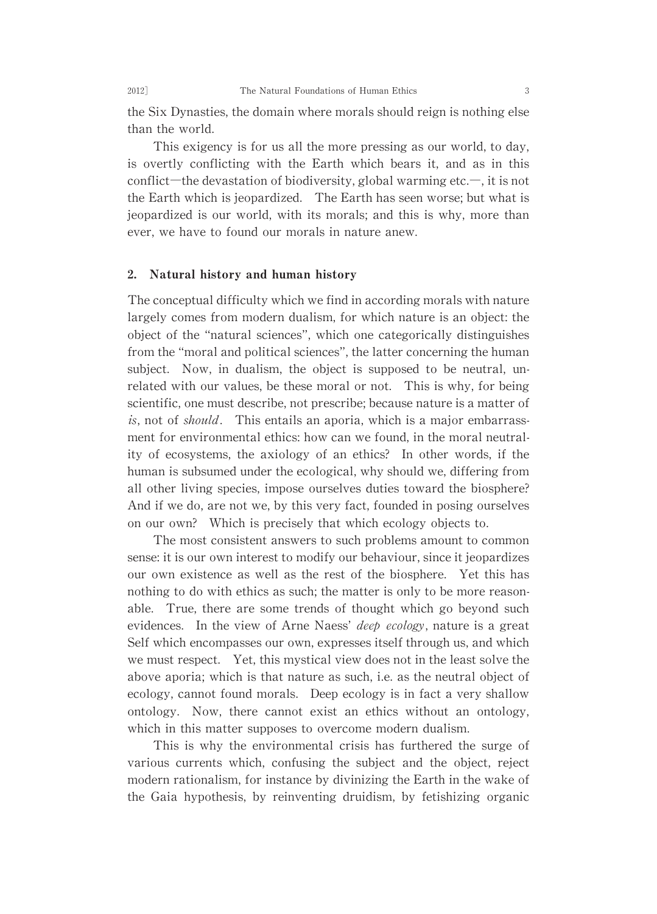the Six Dynasties, the domain where morals should reign is nothing else than the world.

This exigency is for us all the more pressing as our world, to day, is overtly conflicting with the Earth which bears it, and as in this conflict—the devastation of biodiversity, global warming etc.—, it is not the Earth which is jeopardized. The Earth has seen worse; but what is jeopardized is our world, with its morals; and this is why, more than ever, we have to found our morals in nature anew.

## 2. Natural history and human history

The conceptual difficulty which we find in according morals with nature largely comes from modern dualism, for which nature is an object: the object of the "natural sciences", which one categorically distinguishes from the "moral and political sciences", the latter concerning the human subject. Now, in dualism, the object is supposed to be neutral, unrelated with our values, be these moral or not. This is why, for being scientific, one must describe, not prescribe; because nature is a matter of *is*, not of *should*. This entails an aporia, which is a major embarrassment for environmental ethics: how can we found, in the moral neutrality of ecosystems, the axiology of an ethics? In other words, if the human is subsumed under the ecological, why should we, differing from all other living species, impose ourselves duties toward the biosphere? And if we do, are not we, by this very fact, founded in posing ourselves on our own? Which is precisely that which ecology objects to.

The most consistent answers to such problems amount to common sense: it is our own interest to modify our behaviour, since it jeopardizes our own existence as well as the rest of the biosphere. Yet this has nothing to do with ethics as such; the matter is only to be more reasonable. True, there are some trends of thought which go beyond such evidences. In the view of Arne Naess' *deep ecology*, nature is a great Self which encompasses our own, expresses itself through us, and which we must respect. Yet, this mystical view does not in the least solve the above aporia; which is that nature as such, i.e. as the neutral object of ecology, cannot found morals. Deep ecology is in fact a very shallow ontology. Now, there cannot exist an ethics without an ontology, which in this matter supposes to overcome modern dualism.

This is why the environmental crisis has furthered the surge of various currents which, confusing the subject and the object, reject modern rationalism, for instance by divinizing the Earth in the wake of the Gaia hypothesis, by reinventing druidism, by fetishizing organic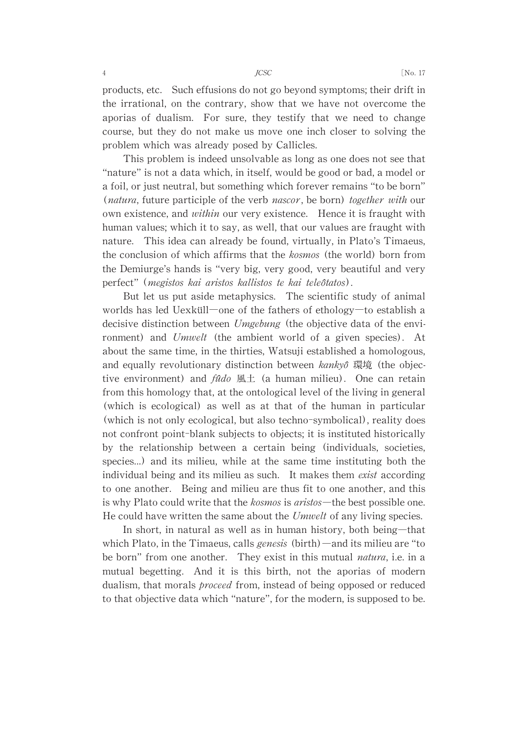products, etc. Such effusions do not go beyond symptoms; their drift in the irrational, on the contrary, show that we have not overcome the aporias of dualism. For sure, they testify that we need to change course, but they do not make us move one inch closer to solving the problem which was already posed by Callicles.

This problem is indeed unsolvable as long as one does not see that "nature" is not a data which, in itself, would be good or bad, a model or a foil, or just neutral, but something which forever remains "to be born" (*natura*, future participle of the verb *nascor*, be born) *together with* our own existence, and *within* our very existence. Hence it is fraught with human values; which it to say, as well, that our values are fraught with nature. This idea can already be found, virtually, in Plato's Timaeus, the conclusion of which affirms that the *kosmos* (the world) born from the Demiurge's hands is "very big, very good, very beautiful and very perfect" (*megistos kai aristos kallistos te kai teleôtatos*).

But let us put aside metaphysics. The scientific study of animal worlds has led Uexküll—one of the fathers of ethology—to establish a decisive distinction between *Umgebung* (the objective data of the environment) and *Umwelt* (the ambient world of a given species). At about the same time, in the thirties, Watsuji established a homologous, and equally revolutionary distinction between *kankyô* 環境 (the objective environment) and *fûdo* 風土 (a human milieu). One can retain from this homology that, at the ontological level of the living in general (which is ecological) as well as at that of the human in particular (which is not only ecological, but also techno-symbolical), reality does not confront point-blank subjects to objects; it is instituted historically by the relationship between a certain being (individuals, societies, species...) and its milieu, while at the same time instituting both the individual being and its milieu as such. It makes them *exist* according to one another. Being and milieu are thus fit to one another, and this is why Plato could write that the *kosmos* is *aristos*—the best possible one. He could have written the same about the *Umwelt* of any living species.

In short, in natural as well as in human history, both being—that which Plato, in the Timaeus, calls *genesis* (birth)—and its milieu are "to be born" from one another. They exist in this mutual *natura*, i.e. in a mutual begetting. And it is this birth, not the aporias of modern dualism, that morals *proceed* from, instead of being opposed or reduced to that objective data which "nature", for the modern, is supposed to be.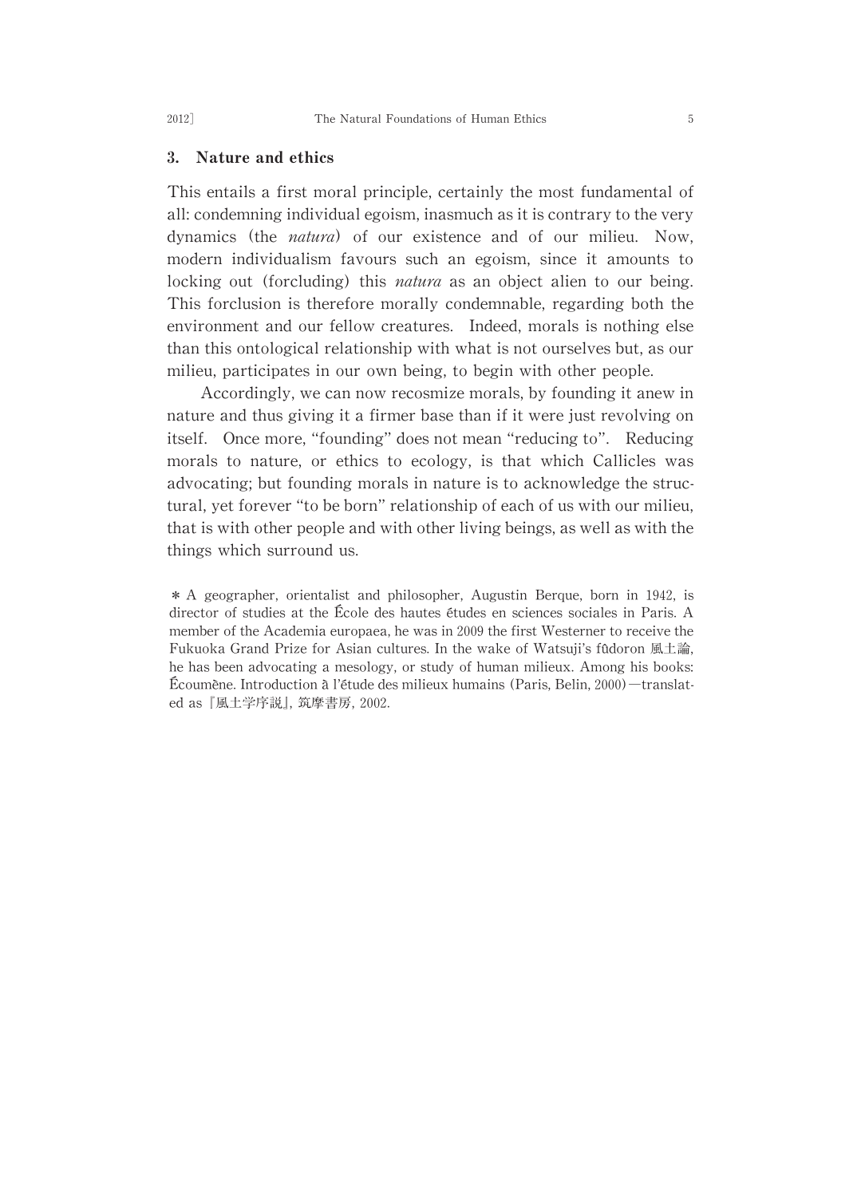## 3. Nature and ethics

This entails a first moral principle, certainly the most fundamental of all: condemning individual egoism, inasmuch as it is contrary to the very dynamics (the *natura*) of our existence and of our milieu. Now, modern individualism favours such an egoism, since it amounts to locking out (forcluding) this *natura* as an object alien to our being. This forclusion is therefore morally condemnable, regarding both the environment and our fellow creatures. Indeed, morals is nothing else than this ontological relationship with what is not ourselves but, as our milieu, participates in our own being, to begin with other people.

Accordingly, we can now recosmize morals, by founding it anew in nature and thus giving it a firmer base than if it were just revolving on itself. Once more, "founding" does not mean "reducing to". Reducing morals to nature, or ethics to ecology, is that which Callicles was advocating; but founding morals in nature is to acknowledge the structural, yet forever "to be born" relationship of each of us with our milieu, that is with other people and with other living beings, as well as with the things which surround us.

* A geographer, orientalist and philosopher, Augustin Berque, born in 1942, is director of studies at the École des hautes études en sciences sociales in Paris. A member of the Academia europaea, he was in 2009 the first Westerner to receive the Fukuoka Grand Prize for Asian cultures. In the wake of Watsuji's fûdoron 風土論, he has been advocating a mesology, or study of human milieux. Among his books: Écoumène. Introduction à l'étude des milieux humains (Paris, Belin, 2000)—translated as『風土学序説』, 筑摩書房, 2002.